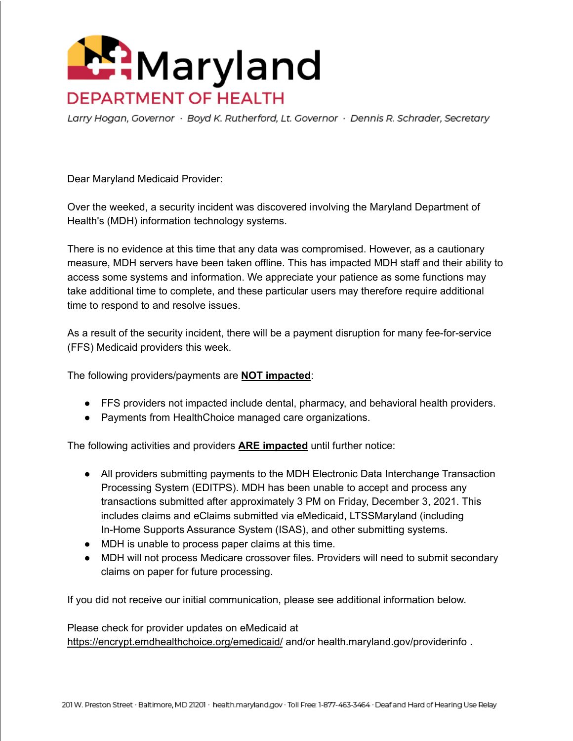# Maryland DEPARTMENT OF HEALTH

*Larry Hogan, Governor · Boyd K. Rutherford, Lt. Governor · Dennis R. Schrader, Secretary*

Dear Maryland Medicaid Provider:

Over the weeked, a security incident was discovered involving the Maryland Department of Health's (MDH) information technology systems.

There is no evidence at this time that any data was compromised. However, as a cautionary measure, MDH servers have been taken offline. This has impacted MDH staff and their ability to access some systems and information. We appreciate your patience as some functions may take additional time to complete, and these particular users may therefore require additional time to respond to and resolve issues.

As a result of the security incident, there will be a payment disruption for many fee-for-service (FFS) Medicaid providers this week.

The following providers/payments are **NOT impacted**:

- FFS providers not impacted include dental, pharmacy, and behavioral health providers.
- Payments from HealthChoice managed care organizations.

The following activities and providers **ARE impacted** until further notice:

- All providers submitting payments to the MDH Electronic Data Interchange Transaction Processing System (EDITPS). MDH has been unable to accept and process any transactions submitted after approximately 3 PM on Friday, December 3, 2021. This includes claims and eClaims submitted via eMedicaid, LTSSMaryland (including In-Home Supports Assurance System (ISAS), and other submitting systems.
- MDH is unable to process paper claims at this time.
- MDH will not process Medicare crossover files. Providers will need to submit secondary claims on paper for future processing.

If you did not receive our initial communication, please see additional information below.

Please check for provider updates on eMedicaid at https://encrypt.emdhealthchoice.org/emedicaid/ and/or health.maryland.gov/providerinfo .

201 W. Preston Street · Baltimore, MD 21201 · health.maryland.gov · Toll Free: 1-877-463-3464 · Deaf and Hard of Hearing Use Relay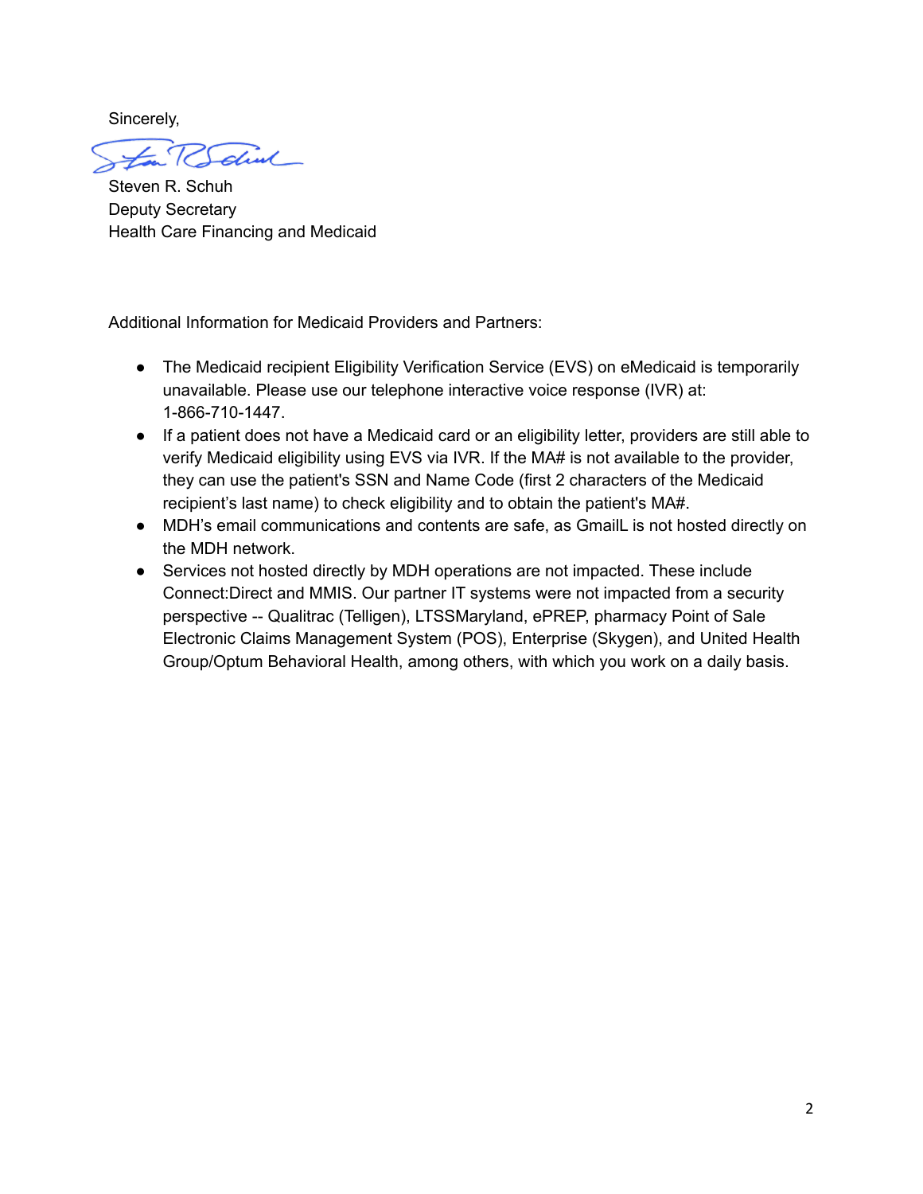Sincerely,

Steven R. Schuh
Deputy Secretary
Health Care Financing and Medicaid

Additional Information for Medicaid Providers and Partners:

- The Medicaid recipient Eligibility Verification Service (EVS) on eMedicaid is temporarily unavailable. Please use our telephone interactive voice response (IVR) at: 1-866-710-1447.
- If a patient does not have a Medicaid card or an eligibility letter, providers are still able to verify Medicaid eligibility using EVS via IVR. If the MA# is not available to the provider, they can use the patient's SSN and Name Code (first 2 characters of the Medicaid recipient's last name) to check eligibility and to obtain the patient's MA#.
- MDH's email communications and contents are safe, as GmailL is not hosted directly on the MDH network.
- Services not hosted directly by MDH operations are not impacted. These include Connect:Direct and MMIS. Our partner IT systems were not impacted from a security perspective -- Qualitrac (Telligen), LTSSMaryland, ePREP, pharmacy Point of Sale Electronic Claims Management System (POS), Enterprise (Skygen), and United Health Group/Optum Behavioral Health, among others, with which you work on a daily basis.